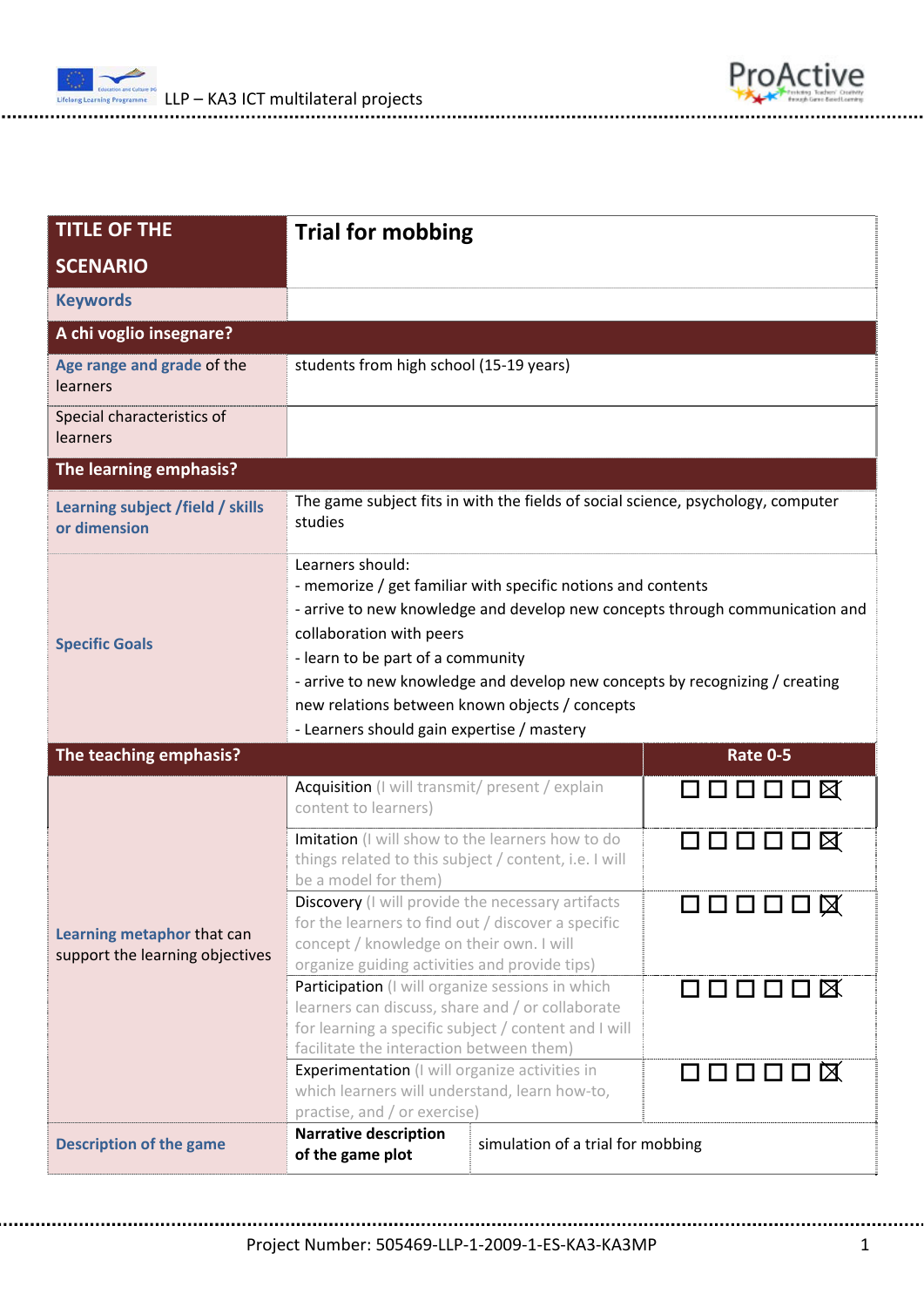| TITLE OF THE SCENARIO | Trial for mobbing | |
|---|---|---|
| Keywords | | |
| **A chi voglio insegnare?** | | |
| Age range and grade of the learners | students from high school (15-19 years) | |
| Special characteristics of learners | | |
| **The learning emphasis?** | | |
| Learning subject /field / skills or dimension | The game subject fits in with the fields of social science, psychology, computer studies | |
| Specific Goals | Learners should:<br>- memorize / get familiar with specific notions and contents<br>- arrive to new knowledge and develop new concepts through communication and collaboration with peers<br>- learn to be part of a community<br>- arrive to new knowledge and develop new concepts by recognizing / creating new relations between known objects / concepts<br>- Learners should gain expertise / mastery | |
| **The teaching emphasis?** | | **Rate 0-5** |
| Learning metaphor that can support the learning objectives | Acquisition (I will transmit/ present / explain content to learners) | ☐ ☐ ☐ ☐ ☐ ☒ |
| | Imitation (I will show to the learners how to do things related to this subject / content, i.e. I will be a model for them) | ☐ ☐ ☐ ☐ ☐ ☒ |
| | Discovery (I will provide the necessary artifacts for the learners to find out / discover a specific concept / knowledge on their own. I will organize guiding activities and provide tips) | ☐ ☐ ☐ ☐ ☐ ☒ |
| | Participation (I will organize sessions in which learners can discuss, share and / or collaborate for learning a specific subject / content and I will facilitate the interaction between them) | ☐ ☐ ☐ ☐ ☐ ☒ |
| | Experimentation (I will organize activities in which learners will understand, learn how-to, practise, and / or exercise) | ☐ ☐ ☐ ☐ ☐ ☒ |
| Description of the game | **Narrative description of the game plot** | simulation of a trial for mobbing |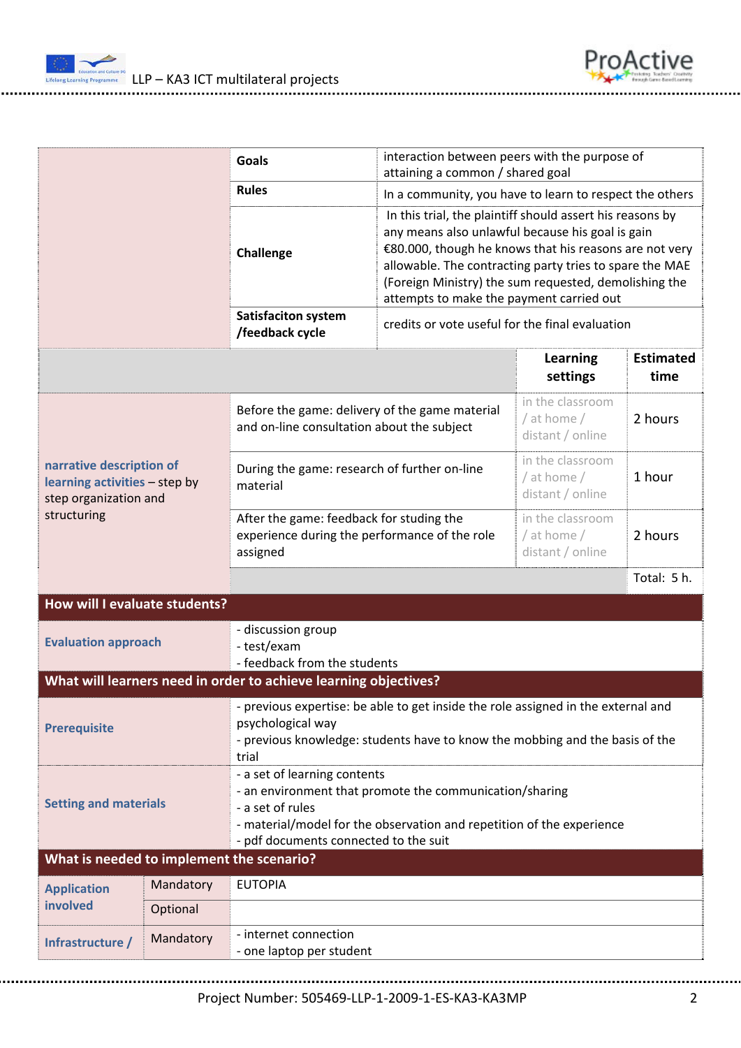| | Goals | interaction between peers with the purpose of attaining a common / shared goal | |
|---|---|---|---|
| | Rules | In a community, you have to learn to respect the others | |
| | Challenge | In this trial, the plaintiff should assert his reasons by any means also unlawful because his goal is gain €80.000, though he knows that his reasons are not very allowable. The contracting party tries to spare the MAE (Foreign Ministry) the sum requested, demolishing the attempts to make the payment carried out | |
| | Satisfaciton system /feedback cycle | credits or vote useful for the final evaluation | |

| | | Learning settings | Estimated time |
|---|---|---|---|
| **narrative description of learning activities** – step by step organization and structuring | Before the game: delivery of the game material and on-line consultation about the subject | in the classroom / at home / distant / online | 2 hours |
| | During the game: research of further on-line material | in the classroom / at home / distant / online | 1 hour |
| | After the game: feedback for studing the experience during the performance of the role assigned | in the classroom / at home / distant / online | 2 hours |
| | | | Total: 5 h. |

## How will I evaluate students?

| | |
|---|---|
| **Evaluation approach** | - discussion group<br>- test/exam<br>- feedback from the students |

## What will learners need in order to achieve learning objectives?

| | |
|---|---|
| **Prerequisite** | - previous expertise: be able to get inside the role assigned in the external and psychological way<br>- previous knowledge: students have to know the mobbing and the basis of the trial |
| **Setting and materials** | - a set of learning contents<br>- an environment that promote the communication/sharing<br>- a set of rules<br>- material/model for the observation and repetition of the experience<br>- pdf documents connected to the suit |

## What is needed to implement the scenario?

| | | |
|---|---|---|
| **Application involved** | Mandatory | EUTOPIA |
| | Optional | |
| **Infrastructure /** | Mandatory | - internet connection<br>- one laptop per student |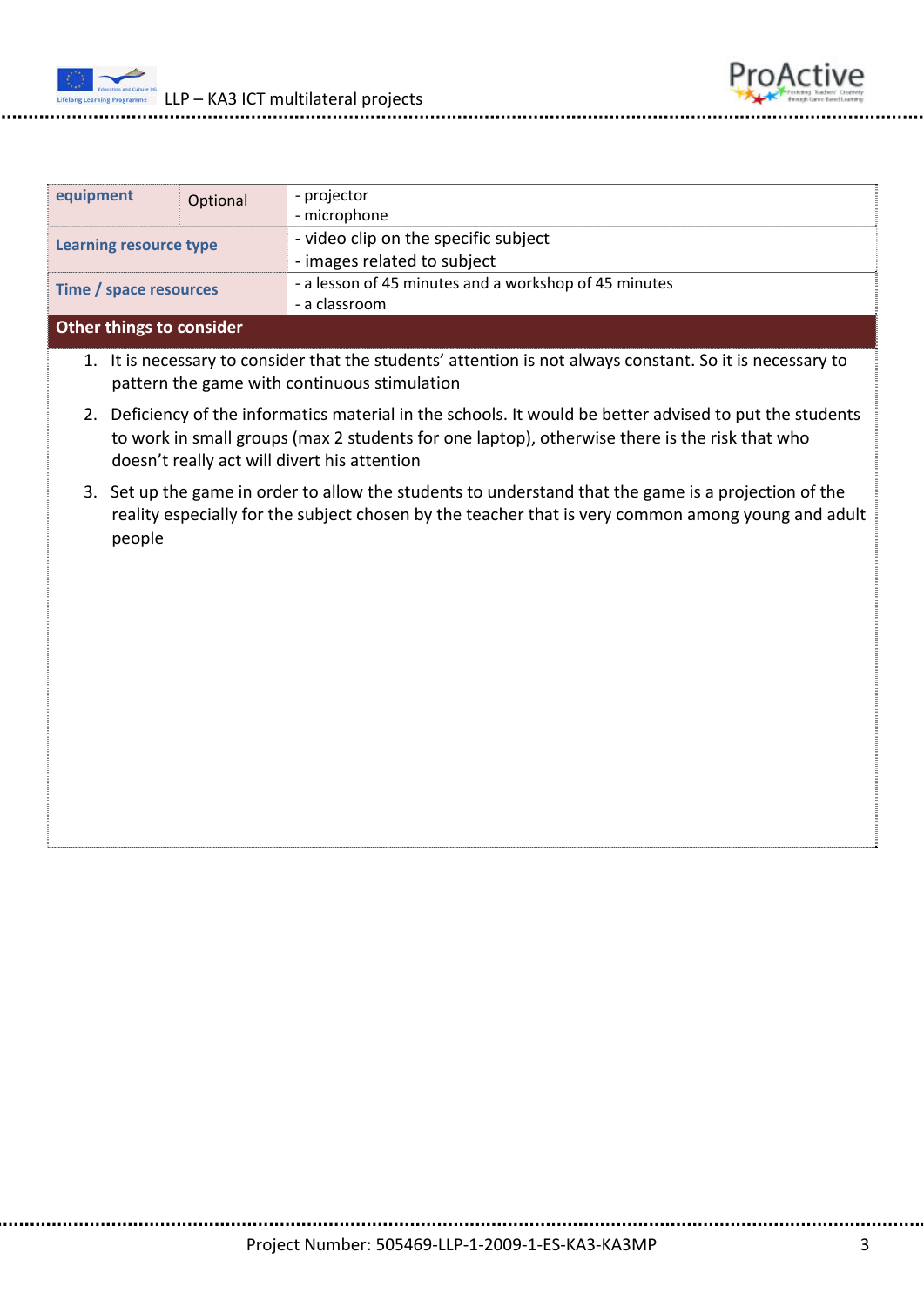| | | |
|---|---|---|
| **equipment** | Optional | - projector<br>- microphone |
| **Learning resource type** | | - video clip on the specific subject<br>- images related to subject |
| **Time / space resources** | | - a lesson of 45 minutes and a workshop of 45 minutes<br>- a classroom |

**Other things to consider**

1. It is necessary to consider that the students' attention is not always constant. So it is necessary to pattern the game with continuous stimulation
2. Deficiency of the informatics material in the schools. It would be better advised to put the students to work in small groups (max 2 students for one laptop), otherwise there is the risk that who doesn't really act will divert his attention
3. Set up the game in order to allow the students to understand that the game is a projection of the reality especially for the subject chosen by the teacher that is very common among young and adult people